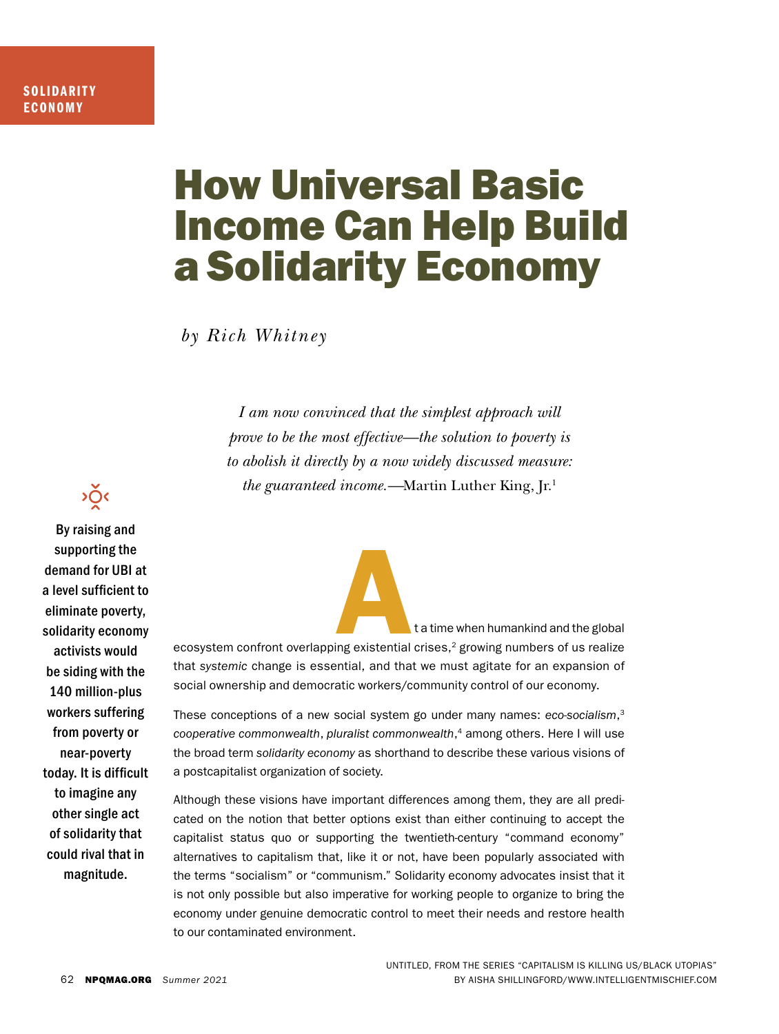SOLIDARITY ECONOMY

# How Universal Basic Income Can Help Build a Solidarity Economy

*by Rich Whitney*

> *I am now convinced that the simplest approach will prove to be the most effective—the solution to poverty is to abolish it directly by a now widely discussed measure: the guaranteed income.*—Martin Luther King, Jr.[1]

**By raising and supporting the demand for UBI at a level sufficient to eliminate poverty, solidarity economy activists would be siding with the 140 million-plus workers suffering from poverty or near-poverty today. It is difficult to imagine any other single act of solidarity that could rival that in magnitude.**

At a time when humankind and the global ecosystem confront overlapping existential crises,[2] growing numbers of us realize that *systemic* change is essential, and that we must agitate for an expansion of social ownership and democratic workers/community control of our economy.

These conceptions of a new social system go under many names: *eco-socialism*,[3] *cooperative commonwealth*, *pluralist commonwealth*,[4] among others. Here I will use the broad term *solidarity economy* as shorthand to describe these various visions of a postcapitalist organization of society.

Although these visions have important differences among them, they are all predicated on the notion that better options exist than either continuing to accept the capitalist status quo or supporting the twentieth-century "command economy" alternatives to capitalism that, like it or not, have been popularly associated with the terms "socialism" or "communism." Solidarity economy advocates insist that it is not only possible but also imperative for working people to organize to bring the economy under genuine democratic control to meet their needs and restore health to our contaminated environment.

UNTITLED, FROM THE SERIES "CAPITALISM IS KILLING US/BLACK UTOPIAS" BY AISHA SHILLINGFORD/WWW.INTELLIGENTMISCHIEF.COM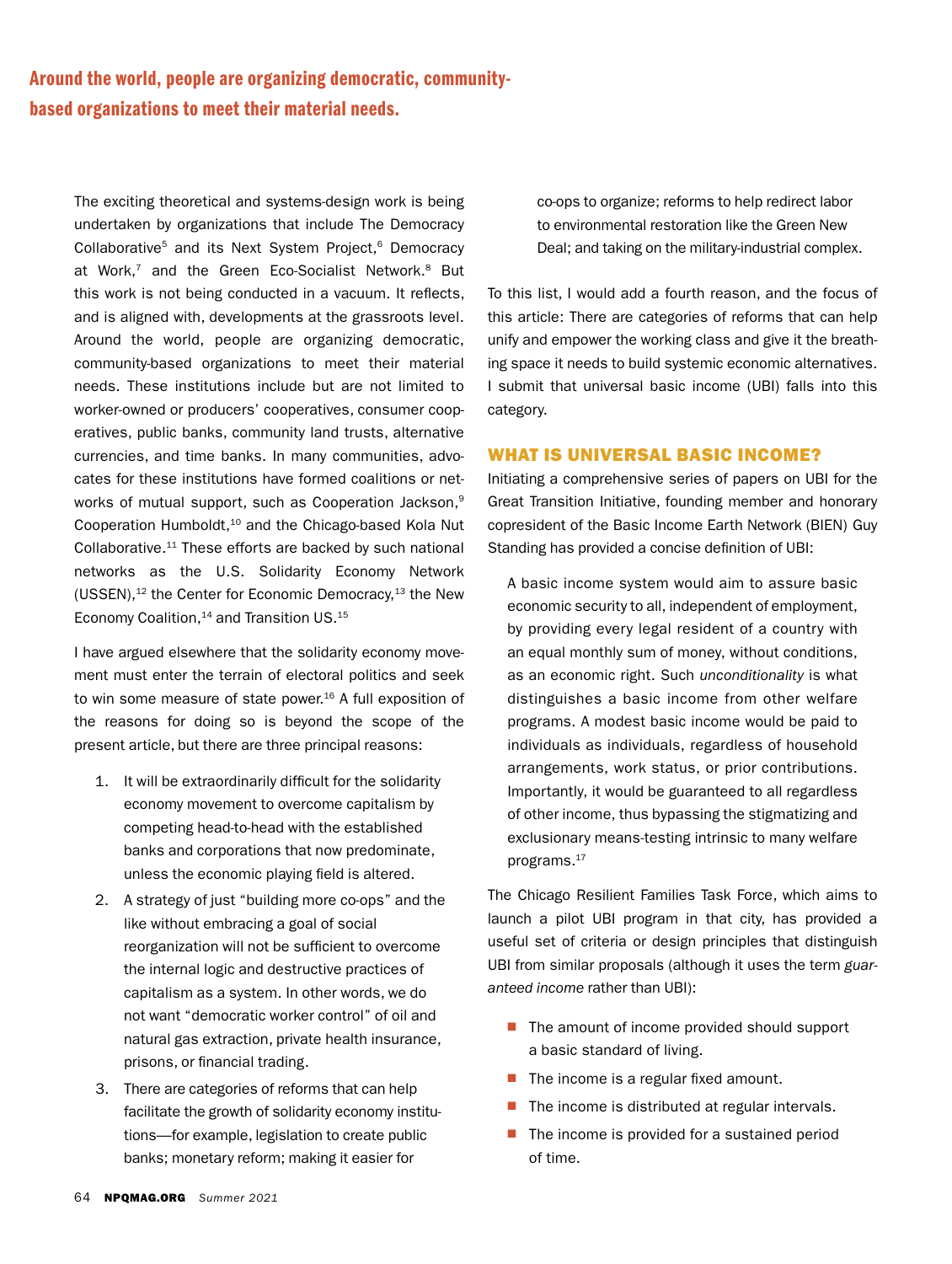**Around the world, people are organizing democratic, community-based organizations to meet their material needs.**

The exciting theoretical and systems-design work is being undertaken by organizations that include The Democracy Collaborative[5] and its Next System Project,[6] Democracy at Work,[7] and the Green Eco-Socialist Network.[8] But this work is not being conducted in a vacuum. It reflects, and is aligned with, developments at the grassroots level. Around the world, people are organizing democratic, community-based organizations to meet their material needs. These institutions include but are not limited to worker-owned or producers' cooperatives, consumer cooperatives, public banks, community land trusts, alternative currencies, and time banks. In many communities, advocates for these institutions have formed coalitions or networks of mutual support, such as Cooperation Jackson,[9] Cooperation Humboldt,[10] and the Chicago-based Kola Nut Collaborative.[11] These efforts are backed by such national networks as the U.S. Solidarity Economy Network (USSEN),[12] the Center for Economic Democracy,[13] the New Economy Coalition,[14] and Transition US.[15]

I have argued elsewhere that the solidarity economy movement must enter the terrain of electoral politics and seek to win some measure of state power.[16] A full exposition of the reasons for doing so is beyond the scope of the present article, but there are three principal reasons:

1. It will be extraordinarily difficult for the solidarity economy movement to overcome capitalism by competing head-to-head with the established banks and corporations that now predominate, unless the economic playing field is altered.
2. A strategy of just "building more co-ops" and the like without embracing a goal of social reorganization will not be sufficient to overcome the internal logic and destructive practices of capitalism as a system. In other words, we do not want "democratic worker control" of oil and natural gas extraction, private health insurance, prisons, or financial trading.
3. There are categories of reforms that can help facilitate the growth of solidarity economy institutions—for example, legislation to create public banks; monetary reform; making it easier for co-ops to organize; reforms to help redirect labor to environmental restoration like the Green New Deal; and taking on the military-industrial complex.

To this list, I would add a fourth reason, and the focus of this article: There are categories of reforms that can help unify and empower the working class and give it the breathing space it needs to build systemic economic alternatives. I submit that universal basic income (UBI) falls into this category.

## WHAT IS UNIVERSAL BASIC INCOME?

Initiating a comprehensive series of papers on UBI for the Great Transition Initiative, founding member and honorary copresident of the Basic Income Earth Network (BIEN) Guy Standing has provided a concise definition of UBI:

> A basic income system would aim to assure basic economic security to all, independent of employment, by providing every legal resident of a country with an equal monthly sum of money, without conditions, as an economic right. Such *unconditionality* is what distinguishes a basic income from other welfare programs. A modest basic income would be paid to individuals as individuals, regardless of household arrangements, work status, or prior contributions. Importantly, it would be guaranteed to all regardless of other income, thus bypassing the stigmatizing and exclusionary means-testing intrinsic to many welfare programs.[17]

The Chicago Resilient Families Task Force, which aims to launch a pilot UBI program in that city, has provided a useful set of criteria or design principles that distinguish UBI from similar proposals (although it uses the term *guaranteed income* rather than UBI):

- The amount of income provided should support a basic standard of living.
- The income is a regular fixed amount.
- The income is distributed at regular intervals.
- The income is provided for a sustained period of time.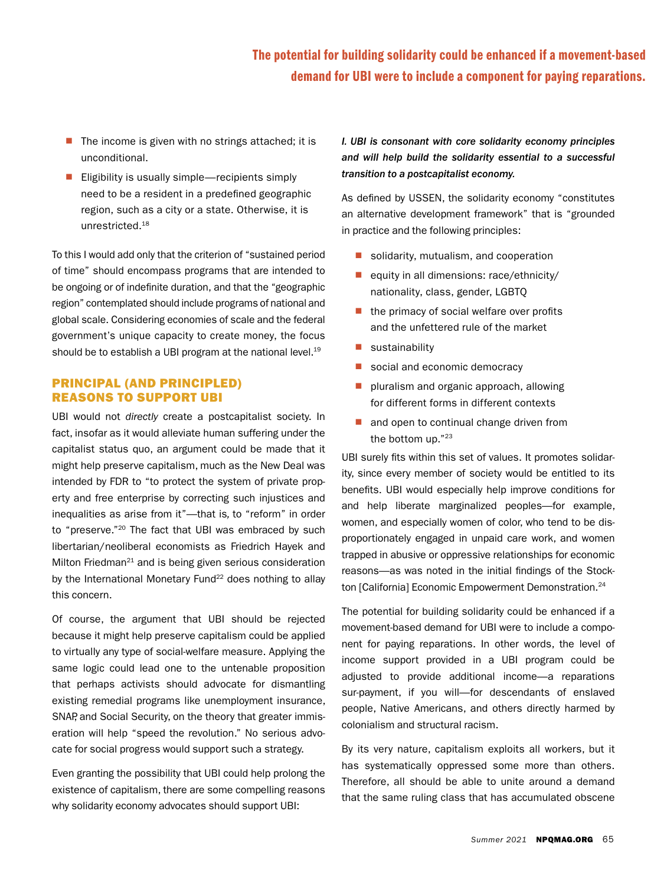**The potential for building solidarity could be enhanced if a movement-based demand for UBI were to include a component for paying reparations.**

- The income is given with no strings attached; it is unconditional.
- Eligibility is usually simple—recipients simply need to be a resident in a predefined geographic region, such as a city or a state. Otherwise, it is unrestricted.[18]

To this I would add only that the criterion of "sustained period of time" should encompass programs that are intended to be ongoing or of indefinite duration, and that the "geographic region" contemplated should include programs of national and global scale. Considering economies of scale and the federal government's unique capacity to create money, the focus should be to establish a UBI program at the national level.[19]

## PRINCIPAL (AND PRINCIPLED) REASONS TO SUPPORT UBI

UBI would not *directly* create a postcapitalist society. In fact, insofar as it would alleviate human suffering under the capitalist status quo, an argument could be made that it might help preserve capitalism, much as the New Deal was intended by FDR to "to protect the system of private property and free enterprise by correcting such injustices and inequalities as arise from it"—that is*,* to "reform" in order to "preserve."[20] The fact that UBI was embraced by such libertarian/neoliberal economists as Friedrich Hayek and Milton Friedman[21] and is being given serious consideration by the International Monetary Fund[22] does nothing to allay this concern.

Of course, the argument that UBI should be rejected because it might help preserve capitalism could be applied to virtually any type of social-welfare measure. Applying the same logic could lead one to the untenable proposition that perhaps activists should advocate for dismantling existing remedial programs like unemployment insurance, SNAP, and Social Security, on the theory that greater immiseration will help "speed the revolution." No serious advocate for social progress would support such a strategy.

Even granting the possibility that UBI could help prolong the existence of capitalism, there are some compelling reasons why solidarity economy advocates should support UBI:

***I. UBI is consonant with core solidarity economy principles and will help build the solidarity essential to a successful transition to a postcapitalist economy.***

As defined by USSEN, the solidarity economy "constitutes an alternative development framework" that is "grounded in practice and the following principles:

- solidarity, mutualism, and cooperation
- equity in all dimensions: race/ethnicity/nationality, class, gender, LGBTQ
- the primacy of social welfare over profits and the unfettered rule of the market
- sustainability
- social and economic democracy
- pluralism and organic approach, allowing for different forms in different contexts
- and open to continual change driven from the bottom up."[23]

UBI surely fits within this set of values. It promotes solidarity, since every member of society would be entitled to its benefits. UBI would especially help improve conditions for and help liberate marginalized peoples—for example, women, and especially women of color, who tend to be disproportionately engaged in unpaid care work, and women trapped in abusive or oppressive relationships for economic reasons—as was noted in the initial findings of the Stockton [California] Economic Empowerment Demonstration.[24]

The potential for building solidarity could be enhanced if a movement-based demand for UBI were to include a component for paying reparations. In other words, the level of income support provided in a UBI program could be adjusted to provide additional income—a reparations sur-payment, if you will—for descendants of enslaved people, Native Americans, and others directly harmed by colonialism and structural racism.

By its very nature, capitalism exploits all workers, but it has systematically oppressed some more than others. Therefore, all should be able to unite around a demand that the same ruling class that has accumulated obscene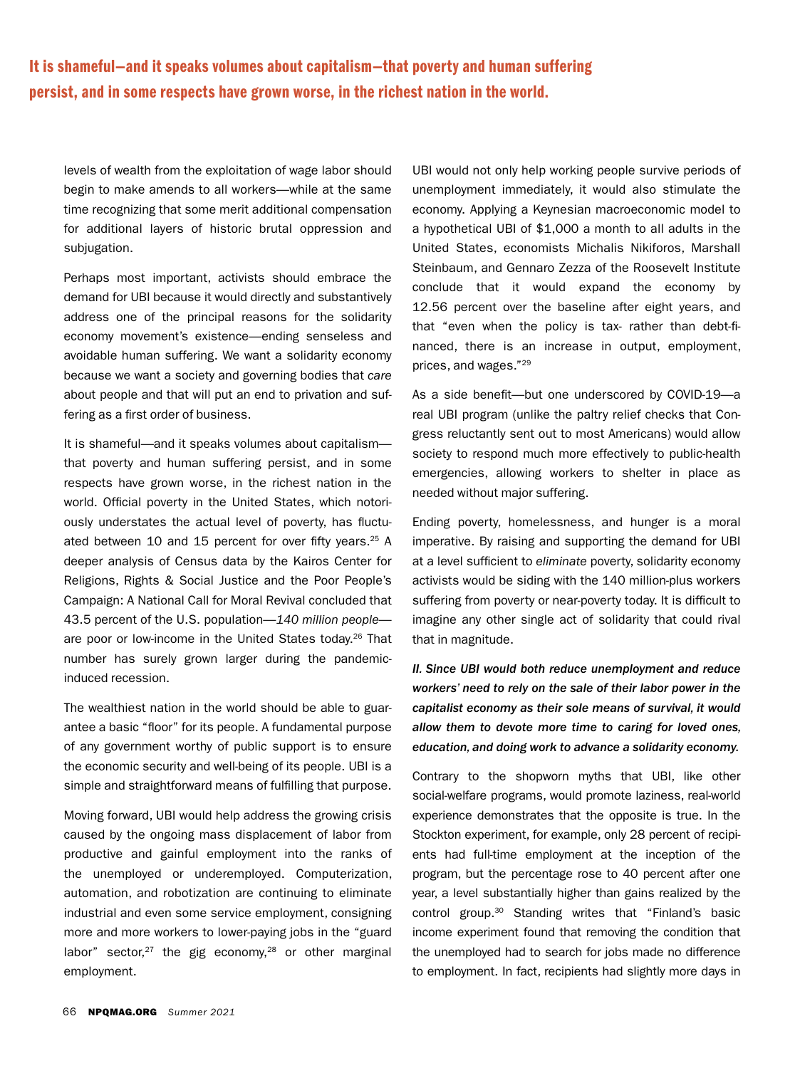**It is shameful—and it speaks volumes about capitalism—that poverty and human suffering persist, and in some respects have grown worse, in the richest nation in the world.**

levels of wealth from the exploitation of wage labor should begin to make amends to all workers—while at the same time recognizing that some merit additional compensation for additional layers of historic brutal oppression and subjugation.

Perhaps most important, activists should embrace the demand for UBI because it would directly and substantively address one of the principal reasons for the solidarity economy movement's existence—ending senseless and avoidable human suffering. We want a solidarity economy because we want a society and governing bodies that *care* about people and that will put an end to privation and suffering as a first order of business.

It is shameful—and it speaks volumes about capitalism—that poverty and human suffering persist, and in some respects have grown worse, in the richest nation in the world. Official poverty in the United States, which notoriously understates the actual level of poverty, has fluctuated between 10 and 15 percent for over fifty years.[25] A deeper analysis of Census data by the Kairos Center for Religions, Rights & Social Justice and the Poor People's Campaign: A National Call for Moral Revival concluded that 43.5 percent of the U.S. population—*140 million people*—are poor or low-income in the United States today.[26] That number has surely grown larger during the pandemic-induced recession.

The wealthiest nation in the world should be able to guarantee a basic "floor" for its people. A fundamental purpose of any government worthy of public support is to ensure the economic security and well-being of its people. UBI is a simple and straightforward means of fulfilling that purpose.

Moving forward, UBI would help address the growing crisis caused by the ongoing mass displacement of labor from productive and gainful employment into the ranks of the unemployed or underemployed. Computerization, automation, and robotization are continuing to eliminate industrial and even some service employment, consigning more and more workers to lower-paying jobs in the "guard labor" sector,[27] the gig economy,[28] or other marginal employment.

UBI would not only help working people survive periods of unemployment immediately, it would also stimulate the economy. Applying a Keynesian macroeconomic model to a hypothetical UBI of $1,000 a month to all adults in the United States, economists Michalis Nikiforos, Marshall Steinbaum, and Gennaro Zezza of the Roosevelt Institute conclude that it would expand the economy by 12.56 percent over the baseline after eight years, and that "even when the policy is tax- rather than debt-financed, there is an increase in output, employment, prices, and wages."[29]

As a side benefit—but one underscored by COVID-19—a real UBI program (unlike the paltry relief checks that Congress reluctantly sent out to most Americans) would allow society to respond much more effectively to public-health emergencies, allowing workers to shelter in place as needed without major suffering.

Ending poverty, homelessness, and hunger is a moral imperative. By raising and supporting the demand for UBI at a level sufficient to *eliminate* poverty, solidarity economy activists would be siding with the 140 million-plus workers suffering from poverty or near-poverty today. It is difficult to imagine any other single act of solidarity that could rival that in magnitude.

***II. Since UBI would both reduce unemployment and reduce workers' need to rely on the sale of their labor power in the capitalist economy as their sole means of survival, it would allow them to devote more time to caring for loved ones, education, and doing work to advance a solidarity economy.***

Contrary to the shopworn myths that UBI, like other social-welfare programs, would promote laziness, real-world experience demonstrates that the opposite is true. In the Stockton experiment, for example, only 28 percent of recipients had full-time employment at the inception of the program, but the percentage rose to 40 percent after one year, a level substantially higher than gains realized by the control group.[30] Standing writes that "Finland's basic income experiment found that removing the condition that the unemployed had to search for jobs made no difference to employment. In fact, recipients had slightly more days in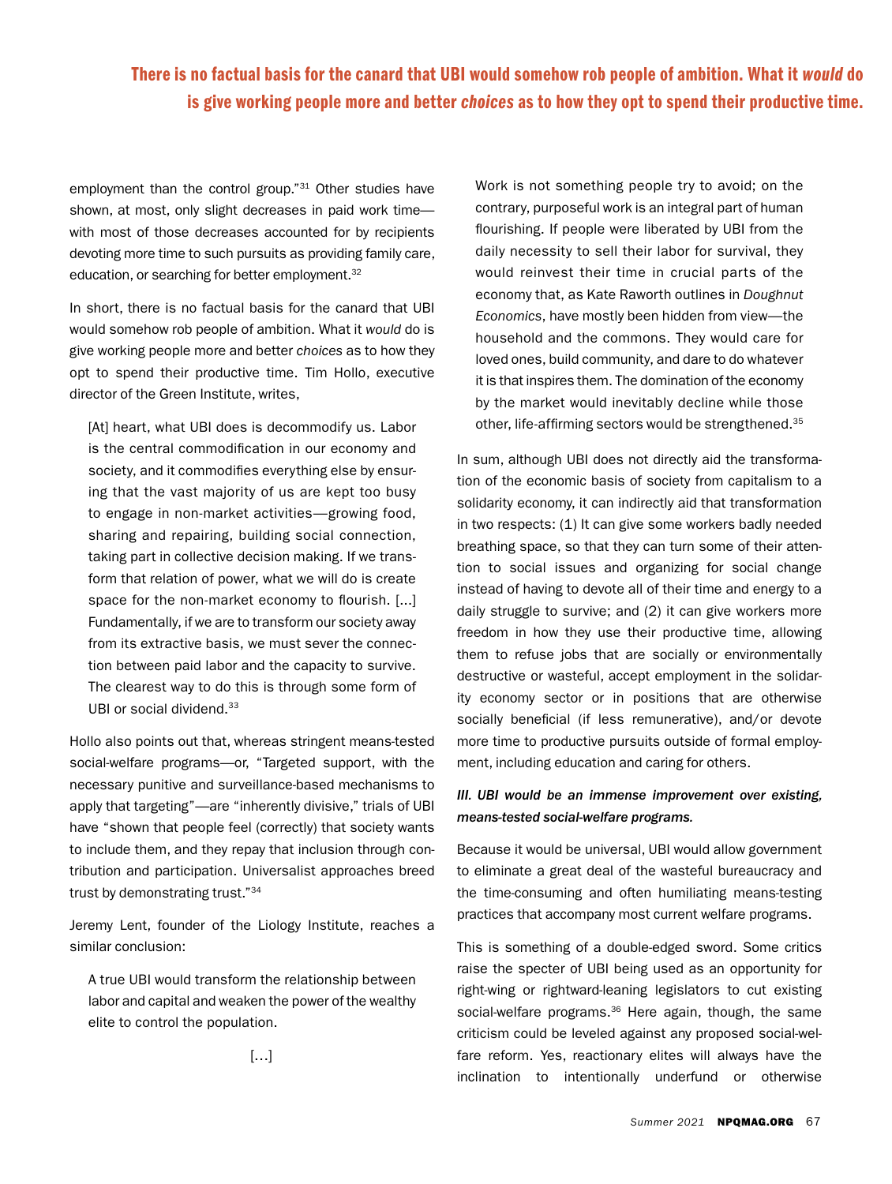> **There is no factual basis for the canard that UBI would somehow rob people of ambition. What it *would* do is give working people more and better *choices* as to how they opt to spend their productive time.**

employment than the control group."[31] Other studies have shown, at most, only slight decreases in paid work time—with most of those decreases accounted for by recipients devoting more time to such pursuits as providing family care, education, or searching for better employment.[32]

In short, there is no factual basis for the canard that UBI would somehow rob people of ambition. What it *would* do is give working people more and better *choices* as to how they opt to spend their productive time. Tim Hollo, executive director of the Green Institute, writes,

> [At] heart, what UBI does is decommodify us. Labor is the central commodification in our economy and society, and it commodifies everything else by ensuring that the vast majority of us are kept too busy to engage in non-market activities—growing food, sharing and repairing, building social connection, taking part in collective decision making. If we transform that relation of power, what we will do is create space for the non-market economy to flourish. [...] Fundamentally, if we are to transform our society away from its extractive basis, we must sever the connection between paid labor and the capacity to survive. The clearest way to do this is through some form of UBI or social dividend.[33]

Hollo also points out that, whereas stringent means-tested social-welfare programs—or, "Targeted support, with the necessary punitive and surveillance-based mechanisms to apply that targeting"—are "inherently divisive," trials of UBI have "shown that people feel (correctly) that society wants to include them, and they repay that inclusion through contribution and participation. Universalist approaches breed trust by demonstrating trust."[34]

Jeremy Lent, founder of the Liology Institute, reaches a similar conclusion:

> A true UBI would transform the relationship between labor and capital and weaken the power of the wealthy elite to control the population.
>
> [...]
>
> Work is not something people try to avoid; on the contrary, purposeful work is an integral part of human flourishing. If people were liberated by UBI from the daily necessity to sell their labor for survival, they would reinvest their time in crucial parts of the economy that, as Kate Raworth outlines in *Doughnut Economics*, have mostly been hidden from view—the household and the commons. They would care for loved ones, build community, and dare to do whatever it is that inspires them. The domination of the economy by the market would inevitably decline while those other, life-affirming sectors would be strengthened.[35]

In sum, although UBI does not directly aid the transformation of the economic basis of society from capitalism to a solidarity economy, it can indirectly aid that transformation in two respects: (1) It can give some workers badly needed breathing space, so that they can turn some of their attention to social issues and organizing for social change instead of having to devote all of their time and energy to a daily struggle to survive; and (2) it can give workers more freedom in how they use their productive time, allowing them to refuse jobs that are socially or environmentally destructive or wasteful, accept employment in the solidarity economy sector or in positions that are otherwise socially beneficial (if less remunerative), and/or devote more time to productive pursuits outside of formal employment, including education and caring for others.

### *III. UBI would be an immense improvement over existing, means-tested social-welfare programs.*

Because it would be universal, UBI would allow government to eliminate a great deal of the wasteful bureaucracy and the time-consuming and often humiliating means-testing practices that accompany most current welfare programs.

This is something of a double-edged sword. Some critics raise the specter of UBI being used as an opportunity for right-wing or rightward-leaning legislators to cut existing social-welfare programs.[36] Here again, though, the same criticism could be leveled against any proposed social-welfare reform. Yes, reactionary elites will always have the inclination to intentionally underfund or otherwise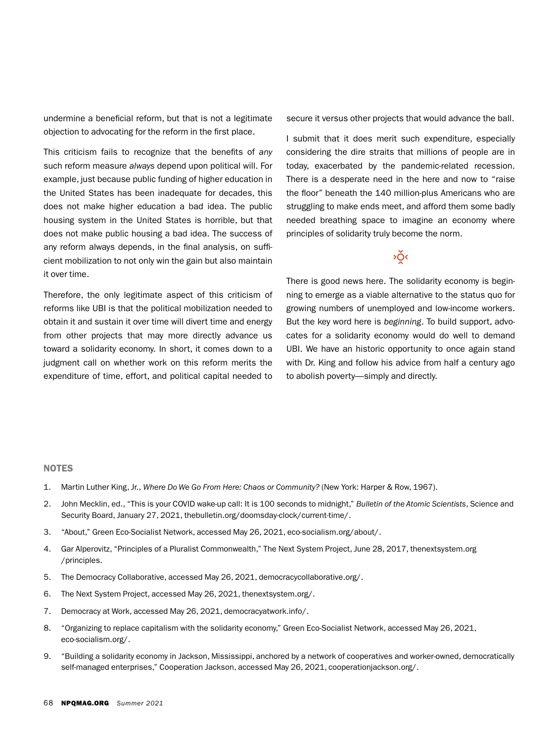undermine a beneficial reform, but that is not a legitimate objection to advocating for the reform in the first place.

This criticism fails to recognize that the benefits of *any* such reform measure *always* depend upon political will. For example, just because public funding of higher education in the United States has been inadequate for decades, this does not make higher education a bad idea. The public housing system in the United States is horrible, but that does not make public housing a bad idea. The success of any reform always depends, in the final analysis, on sufficient mobilization to not only win the gain but also maintain it over time.

Therefore, the only legitimate aspect of this criticism of reforms like UBI is that the political mobilization needed to obtain it and sustain it over time will divert time and energy from other projects that may more directly advance us toward a solidarity economy. In short, it comes down to a judgment call on whether work on this reform merits the expenditure of time, effort, and political capital needed to secure it versus other projects that would advance the ball.

I submit that it does merit such expenditure, especially considering the dire straits that millions of people are in today, exacerbated by the pandemic-related recession. There is a desperate need in the here and now to "raise the floor" beneath the 140 million-plus Americans who are struggling to make ends meet, and afford them some badly needed breathing space to imagine an economy where principles of solidarity truly become the norm.

There is good news here. The solidarity economy is beginning to emerge as a viable alternative to the status quo for growing numbers of unemployed and low-income workers. But the key word here is *beginning*. To build support, advocates for a solidarity economy would do well to demand UBI. We have an historic opportunity to once again stand with Dr. King and follow his advice from half a century ago to abolish poverty—simply and directly.

## NOTES

1. Martin Luther King, Jr., *Where Do We Go From Here: Chaos or Community?* (New York: Harper & Row, 1967).
2. John Mecklin, ed., "This is your COVID wake-up call: It is 100 seconds to midnight," *Bulletin of the Atomic Scientists*, Science and Security Board, January 27, 2021, thebulletin.org/doomsday-clock/current-time/.
3. "About," Green Eco-Socialist Network, accessed May 26, 2021, eco-socialism.org/about/.
4. Gar Alperovitz, "Principles of a Pluralist Commonwealth," The Next System Project, June 28, 2017, thenextsystem.org/principles.
5. The Democracy Collaborative, accessed May 26, 2021, democracycollaborative.org/.
6. The Next System Project, accessed May 26, 2021, thenextsystem.org/.
7. Democracy at Work, accessed May 26, 2021, democracyatwork.info/.
8. "Organizing to replace capitalism with the solidarity economy," Green Eco-Socialist Network, accessed May 26, 2021, eco-socialism.org/.
9. "Building a solidarity economy in Jackson, Mississippi, anchored by a network of cooperatives and worker-owned, democratically self-managed enterprises," Cooperation Jackson, accessed May 26, 2021, cooperationjackson.org/.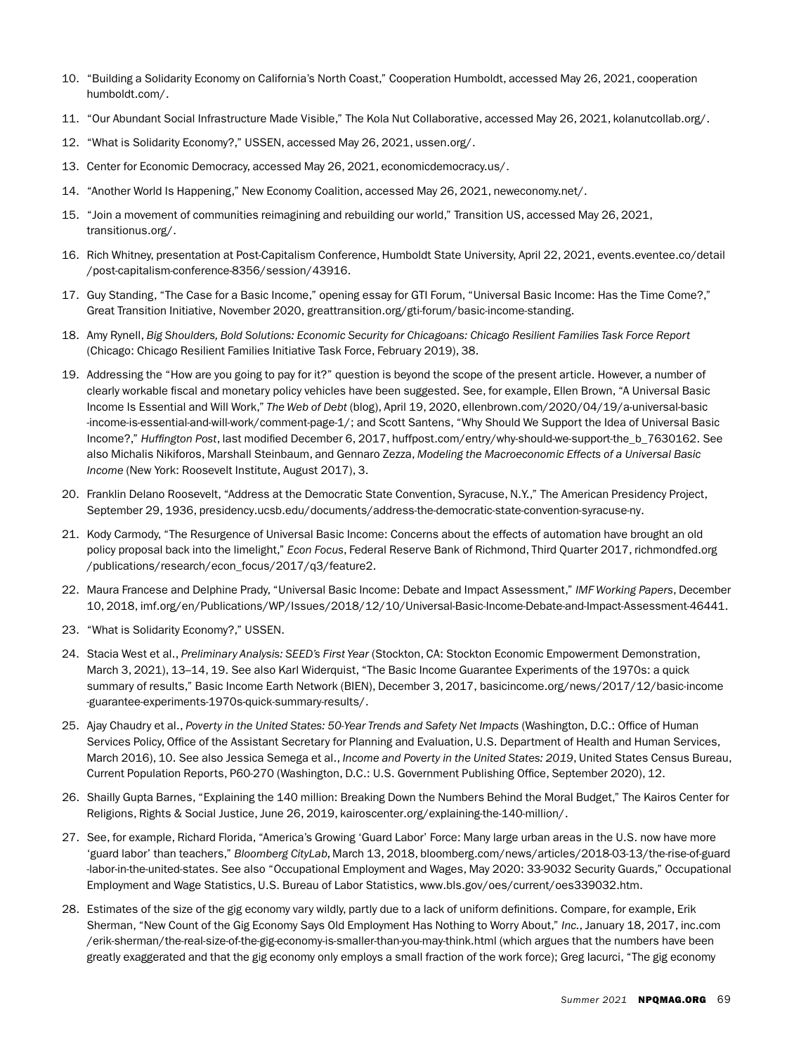10. "Building a Solidarity Economy on California's North Coast," Cooperation Humboldt, accessed May 26, 2021, cooperation humboldt.com/.

11. "Our Abundant Social Infrastructure Made Visible," The Kola Nut Collaborative, accessed May 26, 2021, kolanutcollab.org/.

12. "What is Solidarity Economy?," USSEN, accessed May 26, 2021, ussen.org/.

13. Center for Economic Democracy, accessed May 26, 2021, economicdemocracy.us/.

14. "Another World Is Happening," New Economy Coalition, accessed May 26, 2021, neweconomy.net/.

15. "Join a movement of communities reimagining and rebuilding our world," Transition US, accessed May 26, 2021, transitionus.org/.

16. Rich Whitney, presentation at Post-Capitalism Conference, Humboldt State University, April 22, 2021, events.eventee.co/detail/post-capitalism-conference-8356/session/43916.

17. Guy Standing, "The Case for a Basic Income," opening essay for GTI Forum, "Universal Basic Income: Has the Time Come?," Great Transition Initiative, November 2020, greattransition.org/gti-forum/basic-income-standing.

18. Amy Rynell, *Big Shoulders, Bold Solutions: Economic Security for Chicagoans: Chicago Resilient Families Task Force Report* (Chicago: Chicago Resilient Families Initiative Task Force, February 2019), 38.

19. Addressing the "How are you going to pay for it?" question is beyond the scope of the present article. However, a number of clearly workable fiscal and monetary policy vehicles have been suggested. See, for example, Ellen Brown, "A Universal Basic Income Is Essential and Will Work," *The Web of Debt* (blog), April 19, 2020, ellenbrown.com/2020/04/19/a-universal-basic-income-is-essential-and-will-work/comment-page-1/; and Scott Santens, "Why Should We Support the Idea of Universal Basic Income?," *Huffington Post*, last modified December 6, 2017, huffpost.com/entry/why-should-we-support-the_b_7630162. See also Michalis Nikiforos, Marshall Steinbaum, and Gennaro Zezza, *Modeling the Macroeconomic Effects of a Universal Basic Income* (New York: Roosevelt Institute, August 2017), 3.

20. Franklin Delano Roosevelt, "Address at the Democratic State Convention, Syracuse, N.Y.," The American Presidency Project, September 29, 1936, presidency.ucsb.edu/documents/address-the-democratic-state-convention-syracuse-ny.

21. Kody Carmody, "The Resurgence of Universal Basic Income: Concerns about the effects of automation have brought an old policy proposal back into the limelight," *Econ Focus*, Federal Reserve Bank of Richmond, Third Quarter 2017, richmondfed.org/publications/research/econ_focus/2017/q3/feature2.

22. Maura Francese and Delphine Prady, "Universal Basic Income: Debate and Impact Assessment," *IMF Working Papers*, December 10, 2018, imf.org/en/Publications/WP/Issues/2018/12/10/Universal-Basic-Income-Debate-and-Impact-Assessment-46441.

23. "What is Solidarity Economy?," USSEN.

24. Stacia West et al., *Preliminary Analysis: SEED's First Year* (Stockton, CA: Stockton Economic Empowerment Demonstration, March 3, 2021), 13–14, 19. See also Karl Widerquist, "The Basic Income Guarantee Experiments of the 1970s: a quick summary of results," Basic Income Earth Network (BIEN), December 3, 2017, basicincome.org/news/2017/12/basic-income-guarantee-experiments-1970s-quick-summary-results/.

25. Ajay Chaudry et al., *Poverty in the United States: 50-Year Trends and Safety Net Impacts* (Washington, D.C.: Office of Human Services Policy, Office of the Assistant Secretary for Planning and Evaluation, U.S. Department of Health and Human Services, March 2016), 10. See also Jessica Semega et al., *Income and Poverty in the United States: 2019*, United States Census Bureau, Current Population Reports, P60-270 (Washington, D.C.: U.S. Government Publishing Office, September 2020), 12.

26. Shailly Gupta Barnes, "Explaining the 140 million: Breaking Down the Numbers Behind the Moral Budget," The Kairos Center for Religions, Rights & Social Justice, June 26, 2019, kairoscenter.org/explaining-the-140-million/.

27. See, for example, Richard Florida, "America's Growing 'Guard Labor' Force: Many large urban areas in the U.S. now have more 'guard labor' than teachers," *Bloomberg CityLab*, March 13, 2018, bloomberg.com/news/articles/2018-03-13/the-rise-of-guard-labor-in-the-united-states. See also "Occupational Employment and Wages, May 2020: 33-9032 Security Guards," Occupational Employment and Wage Statistics, U.S. Bureau of Labor Statistics, www.bls.gov/oes/current/oes339032.htm.

28. Estimates of the size of the gig economy vary wildly, partly due to a lack of uniform definitions. Compare, for example, Erik Sherman, "New Count of the Gig Economy Says Old Employment Has Nothing to Worry About," *Inc.*, January 18, 2017, inc.com/erik-sherman/the-real-size-of-the-gig-economy-is-smaller-than-you-may-think.html (which argues that the numbers have been greatly exaggerated and that the gig economy only employs a small fraction of the work force); Greg Iacurci, "The gig economy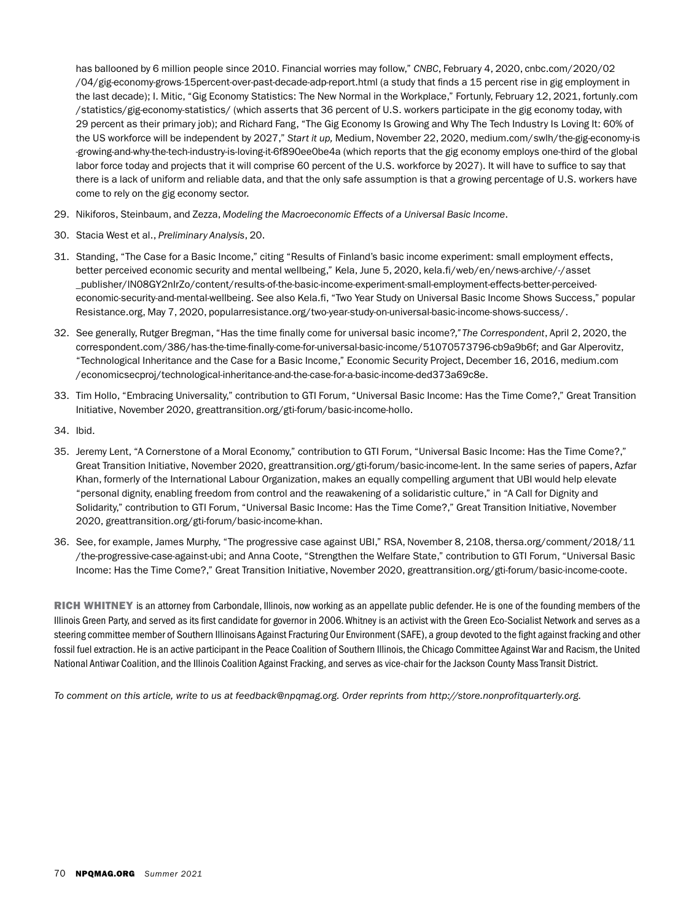has ballooned by 6 million people since 2010. Financial worries may follow," *CNBC*, February 4, 2020, cnbc.com/2020/02/04/gig-economy-grows-15percent-over-past-decade-adp-report.html (a study that finds a 15 percent rise in gig employment in the last decade); I. Mitic, "Gig Economy Statistics: The New Normal in the Workplace," Fortunly, February 12, 2021, fortunly.com/statistics/gig-economy-statistics/ (which asserts that 36 percent of U.S. workers participate in the gig economy today, with 29 percent as their primary job); and Richard Fang, "The Gig Economy Is Growing and Why The Tech Industry Is Loving It: 60% of the US workforce will be independent by 2027," *Start it up,* Medium, November 22, 2020, medium.com/swlh/the-gig-economy-is-growing-and-why-the-tech-industry-is-loving-it-6f890ee0be4a (which reports that the gig economy employs one-third of the global labor force today and projects that it will comprise 60 percent of the U.S. workforce by 2027). It will have to suffice to say that there is a lack of uniform and reliable data, and that the only safe assumption is that a growing percentage of U.S. workers have come to rely on the gig economy sector.

29. Nikiforos, Steinbaum, and Zezza, *Modeling the Macroeconomic Effects of a Universal Basic Income*.

30. Stacia West et al., *Preliminary Analysis*, 20.

31. Standing, "The Case for a Basic Income," citing "Results of Finland's basic income experiment: small employment effects, better perceived economic security and mental wellbeing," Kela, June 5, 2020, kela.fi/web/en/news-archive/-/asset_publisher/lN08GY2nIrZo/content/results-of-the-basic-income-experiment-small-employment-effects-better-perceived-economic-security-and-mental-wellbeing. See also Kela.fi, "Two Year Study on Universal Basic Income Shows Success," popular Resistance.org, May 7, 2020, popularresistance.org/two-year-study-on-universal-basic-income-shows-success/.

32. See generally, Rutger Bregman, "Has the time finally come for universal basic income?," *The Correspondent*, April 2, 2020, the correspondent.com/386/has-the-time-finally-come-for-universal-basic-income/51070573796-cb9a9b6f; and Gar Alperovitz, "Technological Inheritance and the Case for a Basic Income," Economic Security Project, December 16, 2016, medium.com/economicsecproj/technological-inheritance-and-the-case-for-a-basic-income-ded373a69c8e.

33. Tim Hollo, "Embracing Universality," contribution to GTI Forum, "Universal Basic Income: Has the Time Come?," Great Transition Initiative, November 2020, greattransition.org/gti-forum/basic-income-hollo.

34. Ibid.

35. Jeremy Lent, "A Cornerstone of a Moral Economy," contribution to GTI Forum, "Universal Basic Income: Has the Time Come?," Great Transition Initiative, November 2020, greattransition.org/gti-forum/basic-income-lent. In the same series of papers, Azfar Khan, formerly of the International Labour Organization, makes an equally compelling argument that UBI would help elevate "personal dignity, enabling freedom from control and the reawakening of a solidaristic culture," in "A Call for Dignity and Solidarity," contribution to GTI Forum, "Universal Basic Income: Has the Time Come?," Great Transition Initiative, November 2020, greattransition.org/gti-forum/basic-income-khan.

36. See, for example, James Murphy, "The progressive case against UBI," RSA, November 8, 2108, thersa.org/comment/2018/11/the-progressive-case-against-ubi; and Anna Coote, "Strengthen the Welfare State," contribution to GTI Forum, "Universal Basic Income: Has the Time Come?," Great Transition Initiative, November 2020, greattransition.org/gti-forum/basic-income-coote.

**RICH WHITNEY** is an attorney from Carbondale, Illinois, now working as an appellate public defender. He is one of the founding members of the Illinois Green Party, and served as its first candidate for governor in 2006. Whitney is an activist with the Green Eco-Socialist Network and serves as a steering committee member of Southern Illinoisans Against Fracturing Our Environment (SAFE), a group devoted to the fight against fracking and other fossil fuel extraction. He is an active participant in the Peace Coalition of Southern Illinois, the Chicago Committee Against War and Racism, the United National Antiwar Coalition, and the Illinois Coalition Against Fracking, and serves as vice-chair for the Jackson County Mass Transit District.

*To comment on this article, write to us at feedback@npqmag.org. Order reprints from http://store.nonprofitquarterly.org.*